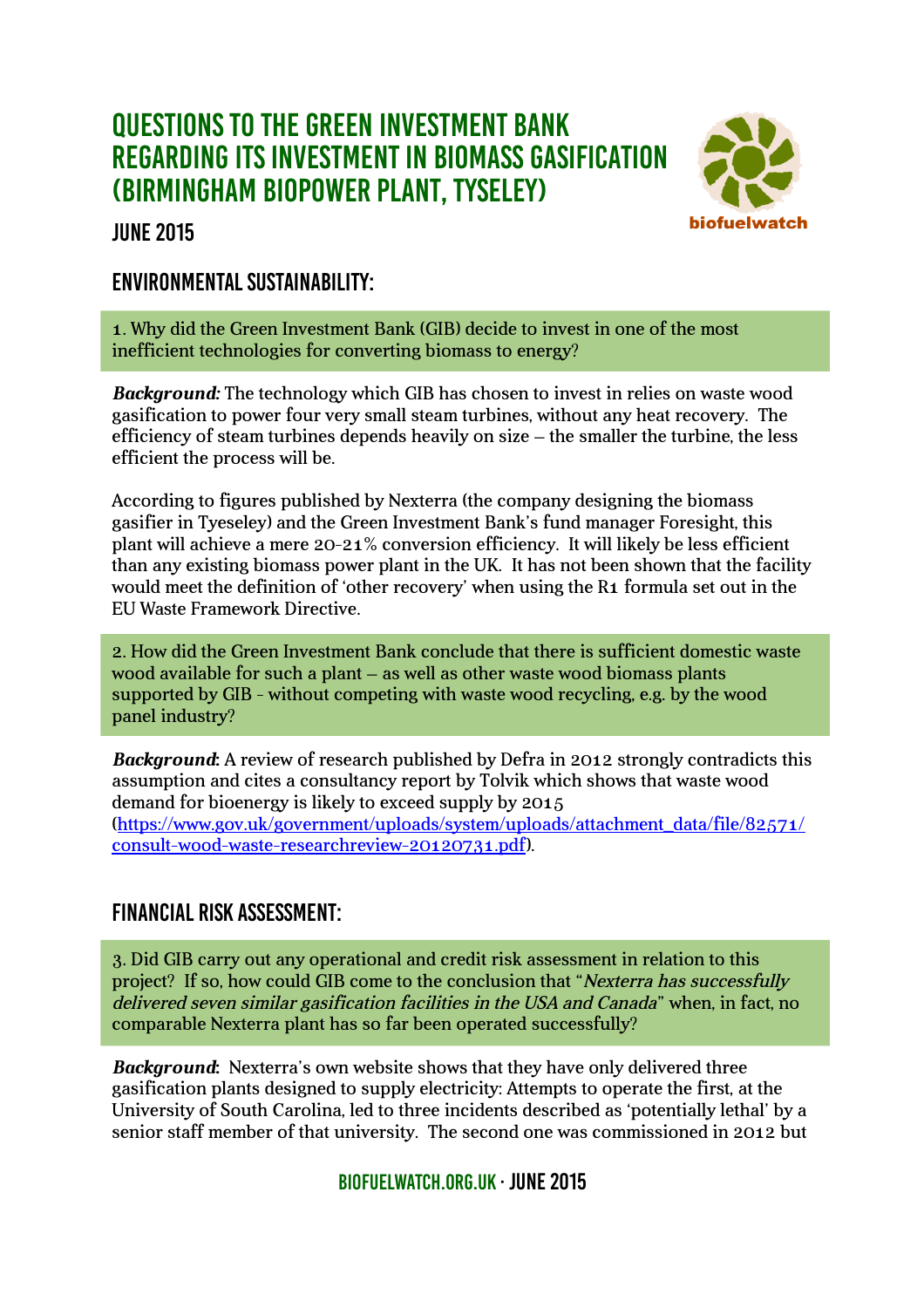# QUESTIONS TO THE GREEN INVESTMENT BANK REGARDING ITS INVESTMENT IN BIOMASS GASIFICATION (BIRMINGHAM BIOPOWER PLANT, TYSELEY)

biofuelwatch

## JUNE 2015

## ENVIRONMENTAL SUSTAINABILITY:

1. Why did the Green Investment Bank (GIB) decide to invest in one of the most inefficient technologies for converting biomass to energy?

***Background:*** The technology which GIB has chosen to invest in relies on waste wood gasification to power four very small steam turbines, without any heat recovery. The efficiency of steam turbines depends heavily on size – the smaller the turbine, the less efficient the process will be.

According to figures published by Nexterra (the company designing the biomass gasifier in Tyeseley) and the Green Investment Bank's fund manager Foresight, this plant will achieve a mere 20-21% conversion efficiency. It will likely be less efficient than any existing biomass power plant in the UK. It has not been shown that the facility would meet the definition of 'other recovery' when using the R1 formula set out in the EU Waste Framework Directive.

2. How did the Green Investment Bank conclude that there is sufficient domestic waste wood available for such a plant – as well as other waste wood biomass plants supported by GIB - without competing with waste wood recycling, e.g. by the wood panel industry?

***Background*:** A review of research published by Defra in 2012 strongly contradicts this assumption and cites a consultancy report by Tolvik which shows that waste wood demand for bioenergy is likely to exceed supply by 2015 ([https://www.gov.uk/government/uploads/system/uploads/attachment_data/file/82571/consult-wood-waste-researchreview-20120731.pdf](https://www.gov.uk/government/uploads/system/uploads/attachment_data/file/82571/consult-wood-waste-researchreview-20120731.pdf)).

## FINANCIAL RISK ASSESSMENT:

3. Did GIB carry out any operational and credit risk assessment in relation to this project? If so, how could GIB come to the conclusion that "*Nexterra has successfully delivered seven similar gasification facilities in the USA and Canada*" when, in fact, no comparable Nexterra plant has so far been operated successfully?

***Background*:** Nexterra's own website shows that they have only delivered three gasification plants designed to supply electricity: Attempts to operate the first, at the University of South Carolina, led to three incidents described as 'potentially lethal' by a senior staff member of that university. The second one was commissioned in 2012 but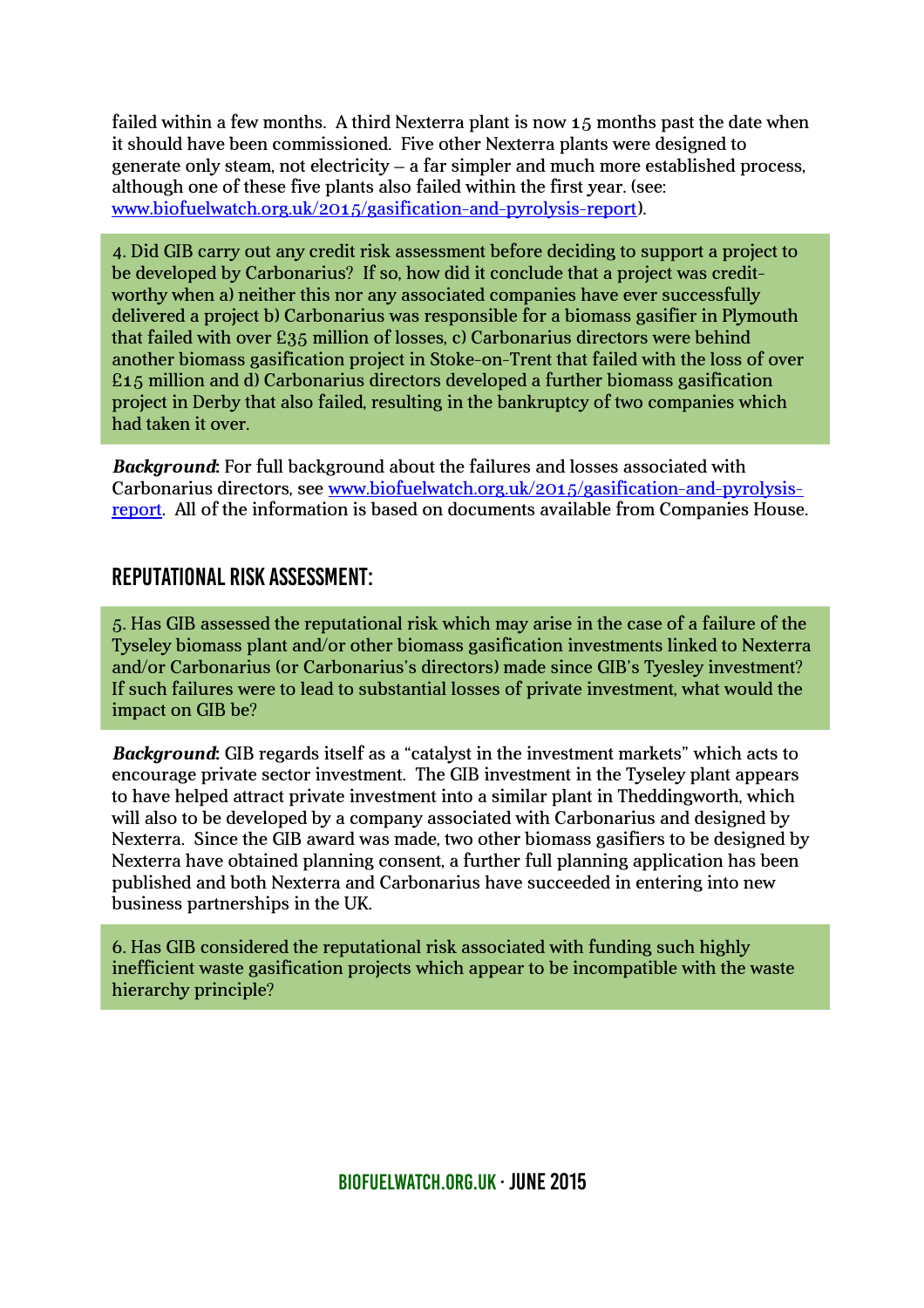failed within a few months. A third Nexterra plant is now 15 months past the date when it should have been commissioned. Five other Nexterra plants were designed to generate only steam, not electricity – a far simpler and much more established process, although one of these five plants also failed within the first year. (see: [www.biofuelwatch.org.uk/2015/gasification-and-pyrolysis-report](http://www.biofuelwatch.org.uk/2015/gasification-and-pyrolysis-report)).

4. Did GIB carry out any credit risk assessment before deciding to support a project to be developed by Carbonarius? If so, how did it conclude that a project was credit-worthy when a) neither this nor any associated companies have ever successfully delivered a project b) Carbonarius was responsible for a biomass gasifier in Plymouth that failed with over £35 million of losses, c) Carbonarius directors were behind another biomass gasification project in Stoke-on-Trent that failed with the loss of over £15 million and d) Carbonarius directors developed a further biomass gasification project in Derby that also failed, resulting in the bankruptcy of two companies which had taken it over.

***Background***: For full background about the failures and losses associated with Carbonarius directors, see [www.biofuelwatch.org.uk/2015/gasification-and-pyrolysis-report](http://www.biofuelwatch.org.uk/2015/gasification-and-pyrolysis-report). All of the information is based on documents available from Companies House.

## REPUTATIONAL RISK ASSESSMENT:

5. Has GIB assessed the reputational risk which may arise in the case of a failure of the Tyseley biomass plant and/or other biomass gasification investments linked to Nexterra and/or Carbonarius (or Carbonarius's directors) made since GIB's Tyesley investment? If such failures were to lead to substantial losses of private investment, what would the impact on GIB be?

***Background***: GIB regards itself as a "catalyst in the investment markets" which acts to encourage private sector investment. The GIB investment in the Tyseley plant appears to have helped attract private investment into a similar plant in Theddingworth, which will also to be developed by a company associated with Carbonarius and designed by Nexterra. Since the GIB award was made, two other biomass gasifiers to be designed by Nexterra have obtained planning consent, a further full planning application has been published and both Nexterra and Carbonarius have succeeded in entering into new business partnerships in the UK.

6. Has GIB considered the reputational risk associated with funding such highly inefficient waste gasification projects which appear to be incompatible with the waste hierarchy principle?